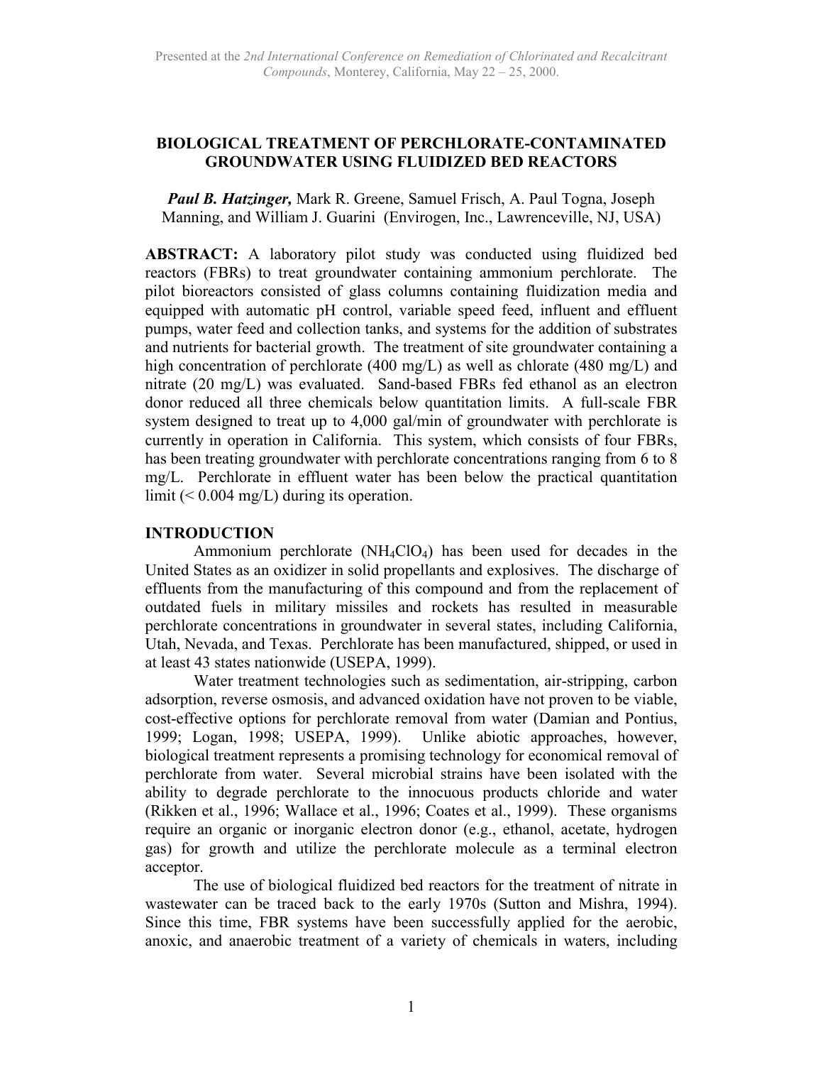Presented at the *2nd International Conference on Remediation of Chlorinated and Recalcitrant Compounds*, Monterey, California, May 22 – 25, 2000.

# BIOLOGICAL TREATMENT OF PERCHLORATE-CONTAMINATED GROUNDWATER USING FLUIDIZED BED REACTORS

***Paul B. Hatzinger,*** Mark R. Greene, Samuel Frisch, A. Paul Togna, Joseph Manning, and William J. Guarini (Envirogen, Inc., Lawrenceville, NJ, USA)

**ABSTRACT:** A laboratory pilot study was conducted using fluidized bed reactors (FBRs) to treat groundwater containing ammonium perchlorate. The pilot bioreactors consisted of glass columns containing fluidization media and equipped with automatic pH control, variable speed feed, influent and effluent pumps, water feed and collection tanks, and systems for the addition of substrates and nutrients for bacterial growth. The treatment of site groundwater containing a high concentration of perchlorate (400 mg/L) as well as chlorate (480 mg/L) and nitrate (20 mg/L) was evaluated. Sand-based FBRs fed ethanol as an electron donor reduced all three chemicals below quantitation limits. A full-scale FBR system designed to treat up to 4,000 gal/min of groundwater with perchlorate is currently in operation in California. This system, which consists of four FBRs, has been treating groundwater with perchlorate concentrations ranging from 6 to 8 mg/L. Perchlorate in effluent water has been below the practical quantitation limit (< 0.004 mg/L) during its operation.

## INTRODUCTION

Ammonium perchlorate ($NH_4ClO_4$) has been used for decades in the United States as an oxidizer in solid propellants and explosives. The discharge of effluents from the manufacturing of this compound and from the replacement of outdated fuels in military missiles and rockets has resulted in measurable perchlorate concentrations in groundwater in several states, including California, Utah, Nevada, and Texas. Perchlorate has been manufactured, shipped, or used in at least 43 states nationwide (USEPA, 1999).

Water treatment technologies such as sedimentation, air-stripping, carbon adsorption, reverse osmosis, and advanced oxidation have not proven to be viable, cost-effective options for perchlorate removal from water (Damian and Pontius, 1999; Logan, 1998; USEPA, 1999). Unlike abiotic approaches, however, biological treatment represents a promising technology for economical removal of perchlorate from water. Several microbial strains have been isolated with the ability to degrade perchlorate to the innocuous products chloride and water (Rikken et al., 1996; Wallace et al., 1996; Coates et al., 1999). These organisms require an organic or inorganic electron donor (e.g., ethanol, acetate, hydrogen gas) for growth and utilize the perchlorate molecule as a terminal electron acceptor.

The use of biological fluidized bed reactors for the treatment of nitrate in wastewater can be traced back to the early 1970s (Sutton and Mishra, 1994). Since this time, FBR systems have been successfully applied for the aerobic, anoxic, and anaerobic treatment of a variety of chemicals in waters, including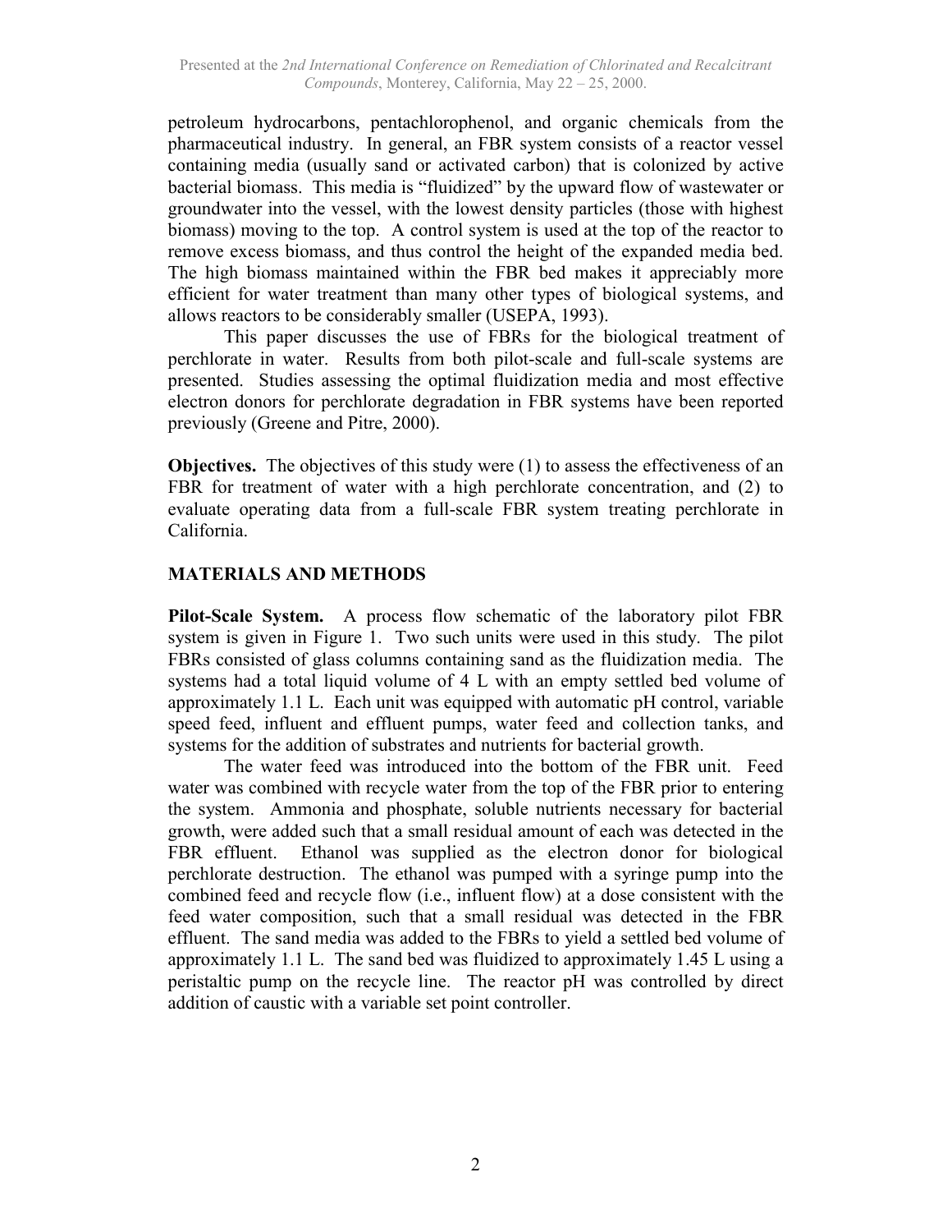petroleum hydrocarbons, pentachlorophenol, and organic chemicals from the pharmaceutical industry. In general, an FBR system consists of a reactor vessel containing media (usually sand or activated carbon) that is colonized by active bacterial biomass. This media is "fluidized" by the upward flow of wastewater or groundwater into the vessel, with the lowest density particles (those with highest biomass) moving to the top. A control system is used at the top of the reactor to remove excess biomass, and thus control the height of the expanded media bed. The high biomass maintained within the FBR bed makes it appreciably more efficient for water treatment than many other types of biological systems, and allows reactors to be considerably smaller (USEPA, 1993).

This paper discusses the use of FBRs for the biological treatment of perchlorate in water. Results from both pilot-scale and full-scale systems are presented. Studies assessing the optimal fluidization media and most effective electron donors for perchlorate degradation in FBR systems have been reported previously (Greene and Pitre, 2000).

**Objectives.** The objectives of this study were (1) to assess the effectiveness of an FBR for treatment of water with a high perchlorate concentration, and (2) to evaluate operating data from a full-scale FBR system treating perchlorate in California.

## MATERIALS AND METHODS

**Pilot-Scale System.** A process flow schematic of the laboratory pilot FBR system is given in Figure 1. Two such units were used in this study. The pilot FBRs consisted of glass columns containing sand as the fluidization media. The systems had a total liquid volume of 4 L with an empty settled bed volume of approximately 1.1 L. Each unit was equipped with automatic pH control, variable speed feed, influent and effluent pumps, water feed and collection tanks, and systems for the addition of substrates and nutrients for bacterial growth.

The water feed was introduced into the bottom of the FBR unit. Feed water was combined with recycle water from the top of the FBR prior to entering the system. Ammonia and phosphate, soluble nutrients necessary for bacterial growth, were added such that a small residual amount of each was detected in the FBR effluent. Ethanol was supplied as the electron donor for biological perchlorate destruction. The ethanol was pumped with a syringe pump into the combined feed and recycle flow (i.e., influent flow) at a dose consistent with the feed water composition, such that a small residual was detected in the FBR effluent. The sand media was added to the FBRs to yield a settled bed volume of approximately 1.1 L. The sand bed was fluidized to approximately 1.45 L using a peristaltic pump on the recycle line. The reactor pH was controlled by direct addition of caustic with a variable set point controller.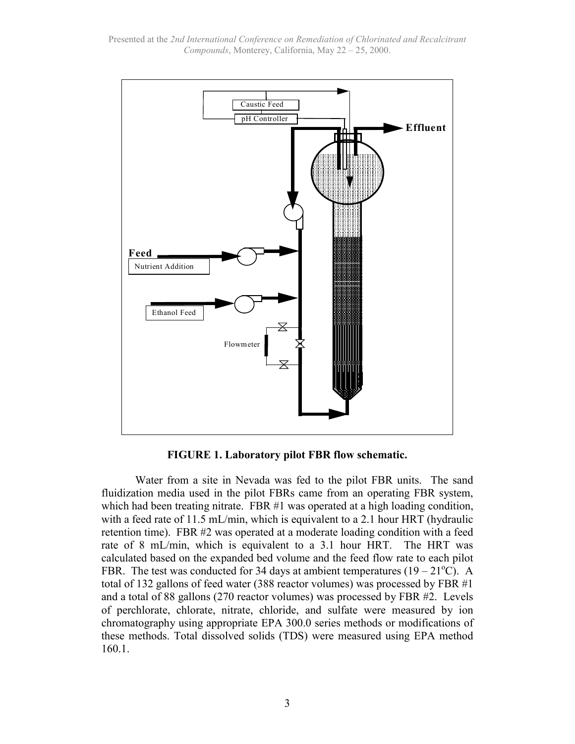**FIGURE 1. Laboratory pilot FBR flow schematic.**

Water from a site in Nevada was fed to the pilot FBR units. The sand fluidization media used in the pilot FBRs came from an operating FBR system, which had been treating nitrate. FBR #1 was operated at a high loading condition, with a feed rate of 11.5 mL/min, which is equivalent to a 2.1 hour HRT (hydraulic retention time). FBR #2 was operated at a moderate loading condition with a feed rate of 8 mL/min, which is equivalent to a 3.1 hour HRT. The HRT was calculated based on the expanded bed volume and the feed flow rate to each pilot FBR. The test was conducted for 34 days at ambient temperatures (19 – 21$^{o}$C). A total of 132 gallons of feed water (388 reactor volumes) was processed by FBR #1 and a total of 88 gallons (270 reactor volumes) was processed by FBR #2. Levels of perchlorate, chlorate, nitrate, chloride, and sulfate were measured by ion chromatography using appropriate EPA 300.0 series methods or modifications of these methods. Total dissolved solids (TDS) were measured using EPA method 160.1.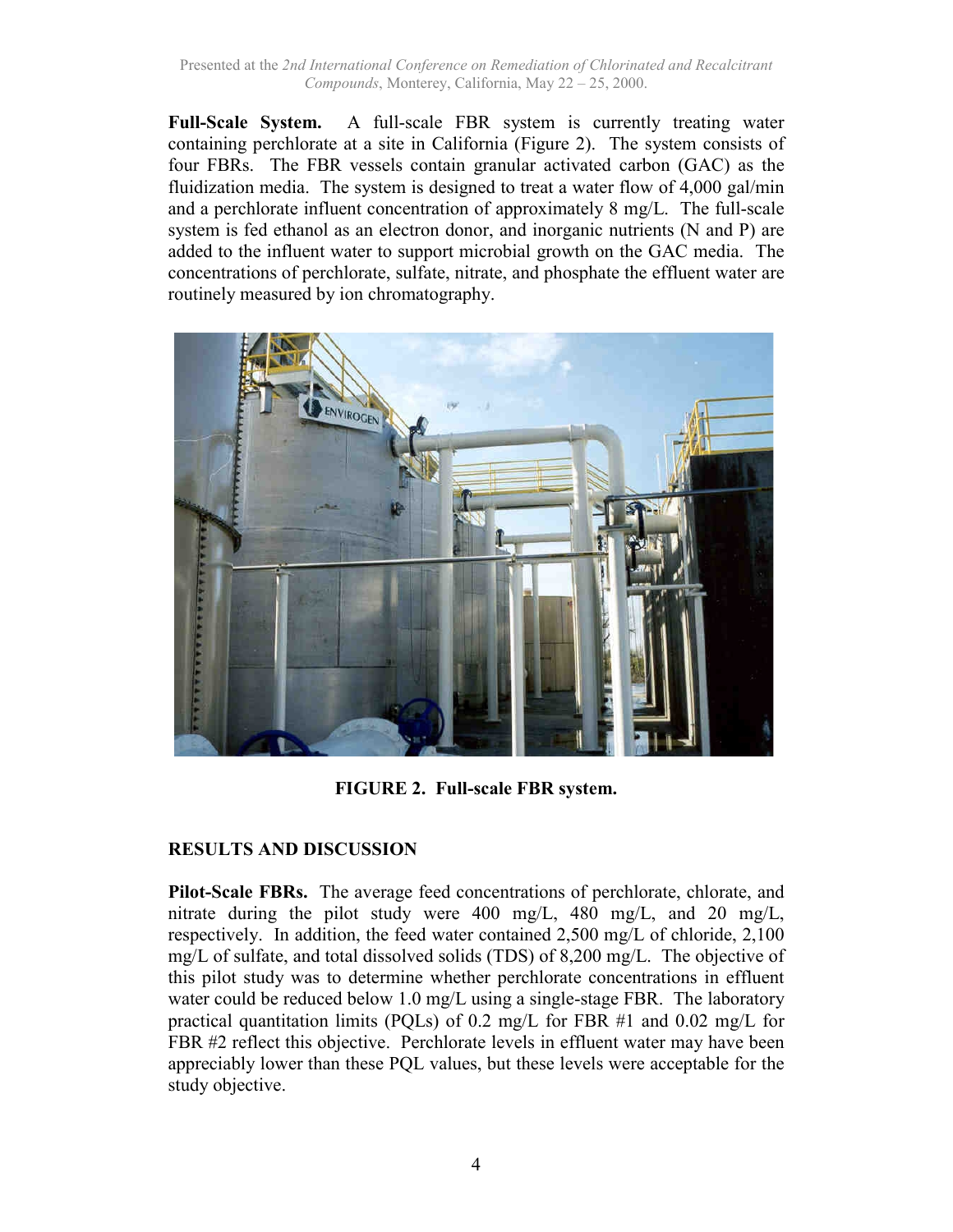**Full-Scale System.** A full-scale FBR system is currently treating water containing perchlorate at a site in California (Figure 2). The system consists of four FBRs. The FBR vessels contain granular activated carbon (GAC) as the fluidization media. The system is designed to treat a water flow of 4,000 gal/min and a perchlorate influent concentration of approximately 8 mg/L. The full-scale system is fed ethanol as an electron donor, and inorganic nutrients (N and P) are added to the influent water to support microbial growth on the GAC media. The concentrations of perchlorate, sulfate, nitrate, and phosphate the effluent water are routinely measured by ion chromatography.

**FIGURE 2. Full-scale FBR system.**

## RESULTS AND DISCUSSION

**Pilot-Scale FBRs.** The average feed concentrations of perchlorate, chlorate, and nitrate during the pilot study were 400 mg/L, 480 mg/L, and 20 mg/L, respectively. In addition, the feed water contained 2,500 mg/L of chloride, 2,100 mg/L of sulfate, and total dissolved solids (TDS) of 8,200 mg/L. The objective of this pilot study was to determine whether perchlorate concentrations in effluent water could be reduced below 1.0 mg/L using a single-stage FBR. The laboratory practical quantitation limits (PQLs) of 0.2 mg/L for FBR #1 and 0.02 mg/L for FBR #2 reflect this objective. Perchlorate levels in effluent water may have been appreciably lower than these PQL values, but these levels were acceptable for the study objective.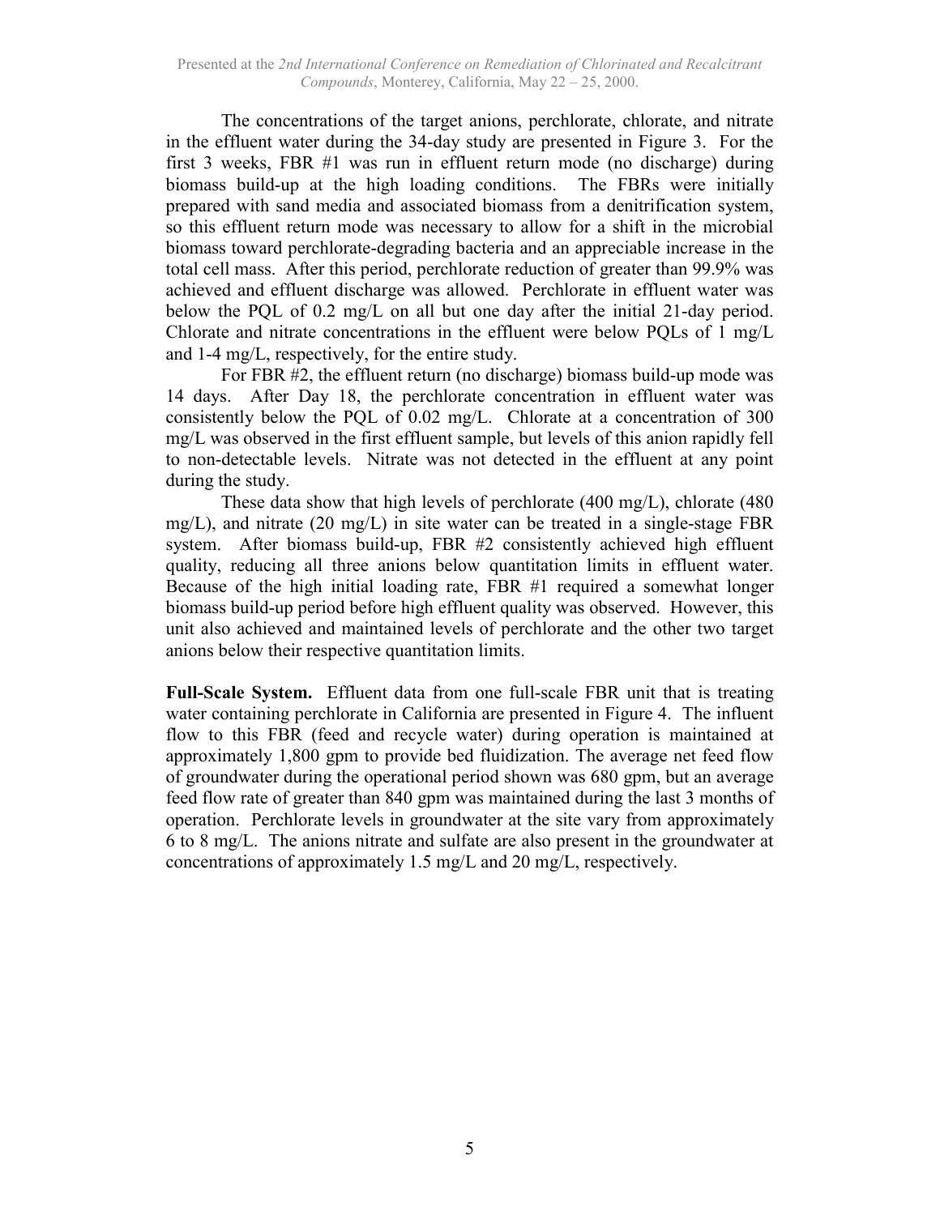The concentrations of the target anions, perchlorate, chlorate, and nitrate in the effluent water during the 34-day study are presented in Figure 3. For the first 3 weeks, FBR #1 was run in effluent return mode (no discharge) during biomass build-up at the high loading conditions. The FBRs were initially prepared with sand media and associated biomass from a denitrification system, so this effluent return mode was necessary to allow for a shift in the microbial biomass toward perchlorate-degrading bacteria and an appreciable increase in the total cell mass. After this period, perchlorate reduction of greater than 99.9% was achieved and effluent discharge was allowed. Perchlorate in effluent water was below the PQL of 0.2 mg/L on all but one day after the initial 21-day period. Chlorate and nitrate concentrations in the effluent were below PQLs of 1 mg/L and 1-4 mg/L, respectively, for the entire study.

For FBR #2, the effluent return (no discharge) biomass build-up mode was 14 days. After Day 18, the perchlorate concentration in effluent water was consistently below the PQL of 0.02 mg/L. Chlorate at a concentration of 300 mg/L was observed in the first effluent sample, but levels of this anion rapidly fell to non-detectable levels. Nitrate was not detected in the effluent at any point during the study.

These data show that high levels of perchlorate (400 mg/L), chlorate (480 mg/L), and nitrate (20 mg/L) in site water can be treated in a single-stage FBR system. After biomass build-up, FBR #2 consistently achieved high effluent quality, reducing all three anions below quantitation limits in effluent water. Because of the high initial loading rate, FBR #1 required a somewhat longer biomass build-up period before high effluent quality was observed. However, this unit also achieved and maintained levels of perchlorate and the other two target anions below their respective quantitation limits.

**Full-Scale System.** Effluent data from one full-scale FBR unit that is treating water containing perchlorate in California are presented in Figure 4. The influent flow to this FBR (feed and recycle water) during operation is maintained at approximately 1,800 gpm to provide bed fluidization. The average net feed flow of groundwater during the operational period shown was 680 gpm, but an average feed flow rate of greater than 840 gpm was maintained during the last 3 months of operation. Perchlorate levels in groundwater at the site vary from approximately 6 to 8 mg/L. The anions nitrate and sulfate are also present in the groundwater at concentrations of approximately 1.5 mg/L and 20 mg/L, respectively.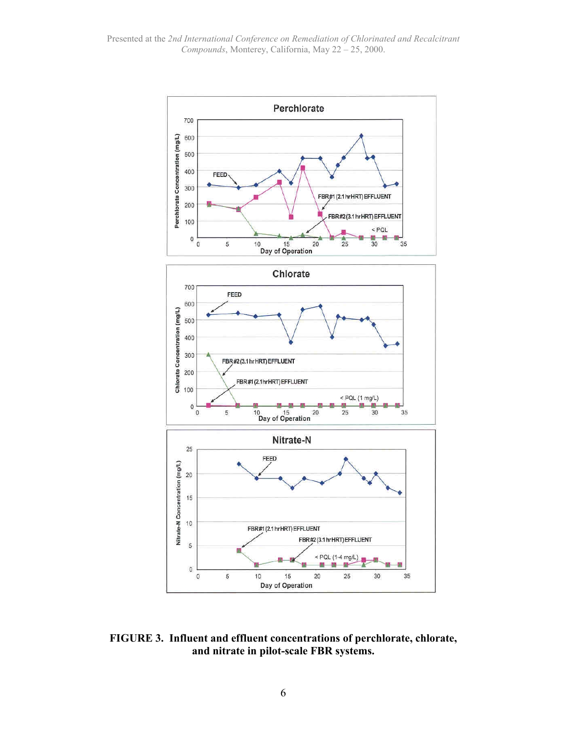**FIGURE 3. Influent and effluent concentrations of perchlorate, chlorate, and nitrate in pilot-scale FBR systems.**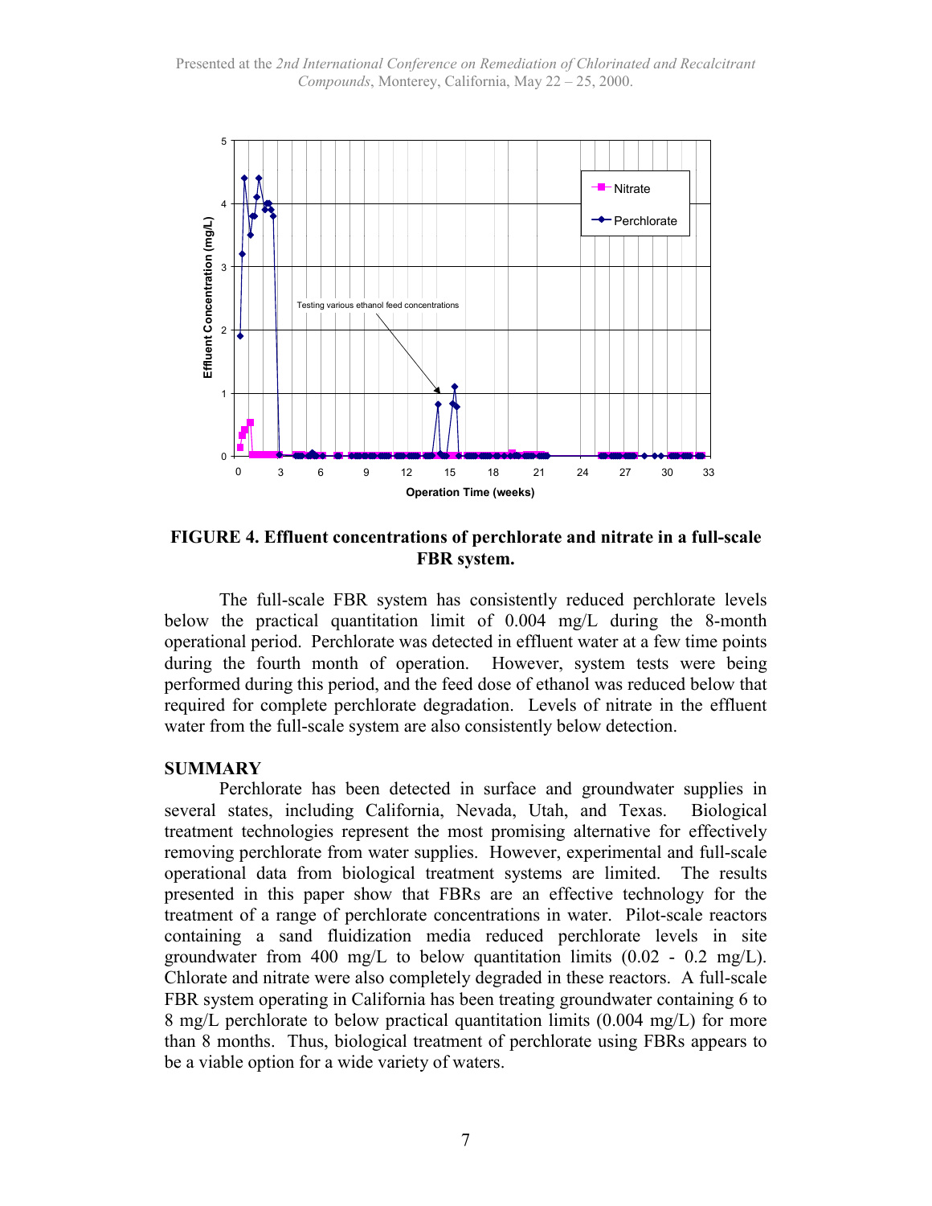**FIGURE 4. Effluent concentrations of perchlorate and nitrate in a full-scale FBR system.**

The full-scale FBR system has consistently reduced perchlorate levels below the practical quantitation limit of 0.004 mg/L during the 8-month operational period. Perchlorate was detected in effluent water at a few time points during the fourth month of operation. However, system tests were being performed during this period, and the feed dose of ethanol was reduced below that required for complete perchlorate degradation. Levels of nitrate in the effluent water from the full-scale system are also consistently below detection.

## SUMMARY

Perchlorate has been detected in surface and groundwater supplies in several states, including California, Nevada, Utah, and Texas. Biological treatment technologies represent the most promising alternative for effectively removing perchlorate from water supplies. However, experimental and full-scale operational data from biological treatment systems are limited. The results presented in this paper show that FBRs are an effective technology for the treatment of a range of perchlorate concentrations in water. Pilot-scale reactors containing a sand fluidization media reduced perchlorate levels in site groundwater from 400 mg/L to below quantitation limits (0.02 - 0.2 mg/L). Chlorate and nitrate were also completely degraded in these reactors. A full-scale FBR system operating in California has been treating groundwater containing 6 to 8 mg/L perchlorate to below practical quantitation limits (0.004 mg/L) for more than 8 months. Thus, biological treatment of perchlorate using FBRs appears to be a viable option for a wide variety of waters.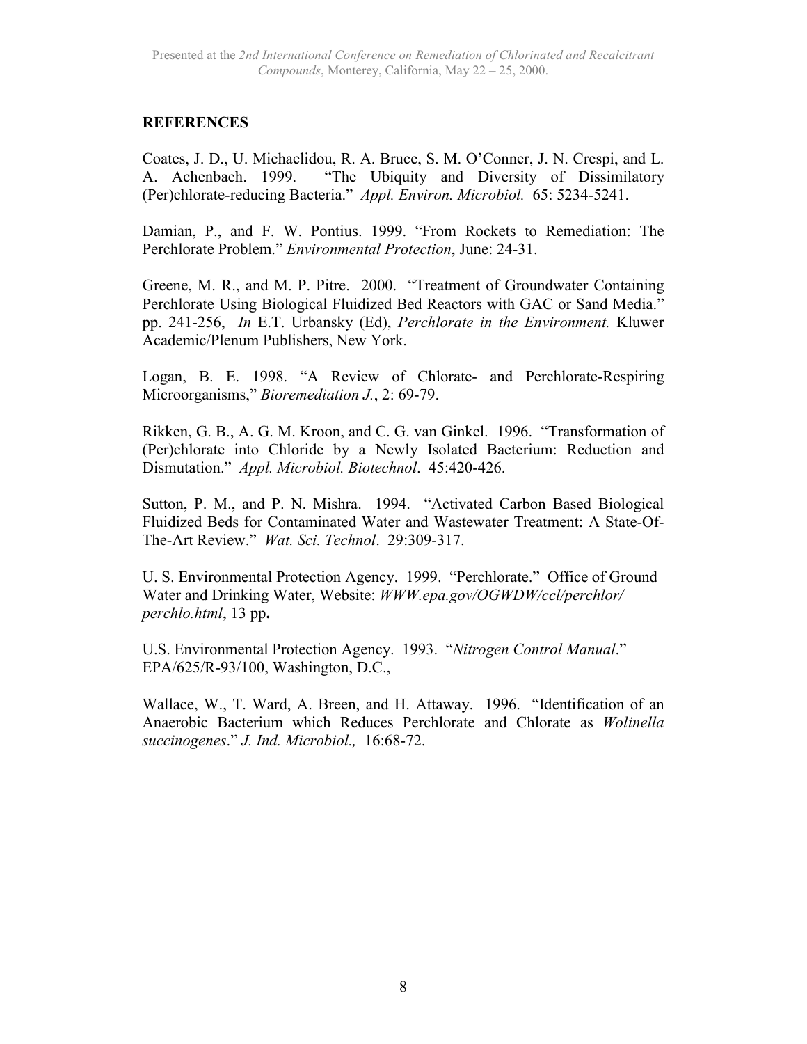## REFERENCES

Coates, J. D., U. Michaelidou, R. A. Bruce, S. M. O'Conner, J. N. Crespi, and L. A. Achenbach. 1999. "The Ubiquity and Diversity of Dissimilatory (Per)chlorate-reducing Bacteria." *Appl. Environ. Microbiol.* 65: 5234-5241.

Damian, P., and F. W. Pontius. 1999. "From Rockets to Remediation: The Perchlorate Problem." *Environmental Protection*, June: 24-31.

Greene, M. R., and M. P. Pitre. 2000. "Treatment of Groundwater Containing Perchlorate Using Biological Fluidized Bed Reactors with GAC or Sand Media." pp. 241-256, *In* E.T. Urbansky (Ed), *Perchlorate in the Environment.* Kluwer Academic/Plenum Publishers, New York.

Logan, B. E. 1998. "A Review of Chlorate- and Perchlorate-Respiring Microorganisms," *Bioremediation J.*, 2: 69-79.

Rikken, G. B., A. G. M. Kroon, and C. G. van Ginkel. 1996. "Transformation of (Per)chlorate into Chloride by a Newly Isolated Bacterium: Reduction and Dismutation." *Appl. Microbiol. Biotechnol*. 45:420-426.

Sutton, P. M., and P. N. Mishra. 1994. "Activated Carbon Based Biological Fluidized Beds for Contaminated Water and Wastewater Treatment: A State-Of-The-Art Review." *Wat. Sci. Technol*. 29:309-317.

U. S. Environmental Protection Agency. 1999. "Perchlorate." Office of Ground Water and Drinking Water, Website: *WWW.epa.gov/OGWDW/ccl/perchlor/perchlo.html*, 13 pp**.**

U.S. Environmental Protection Agency. 1993. "*Nitrogen Control Manual*." EPA/625/R-93/100, Washington, D.C.,

Wallace, W., T. Ward, A. Breen, and H. Attaway. 1996. "Identification of an Anaerobic Bacterium which Reduces Perchlorate and Chlorate as *Wolinella succinogenes*." *J. Ind. Microbiol.,* 16:68-72.